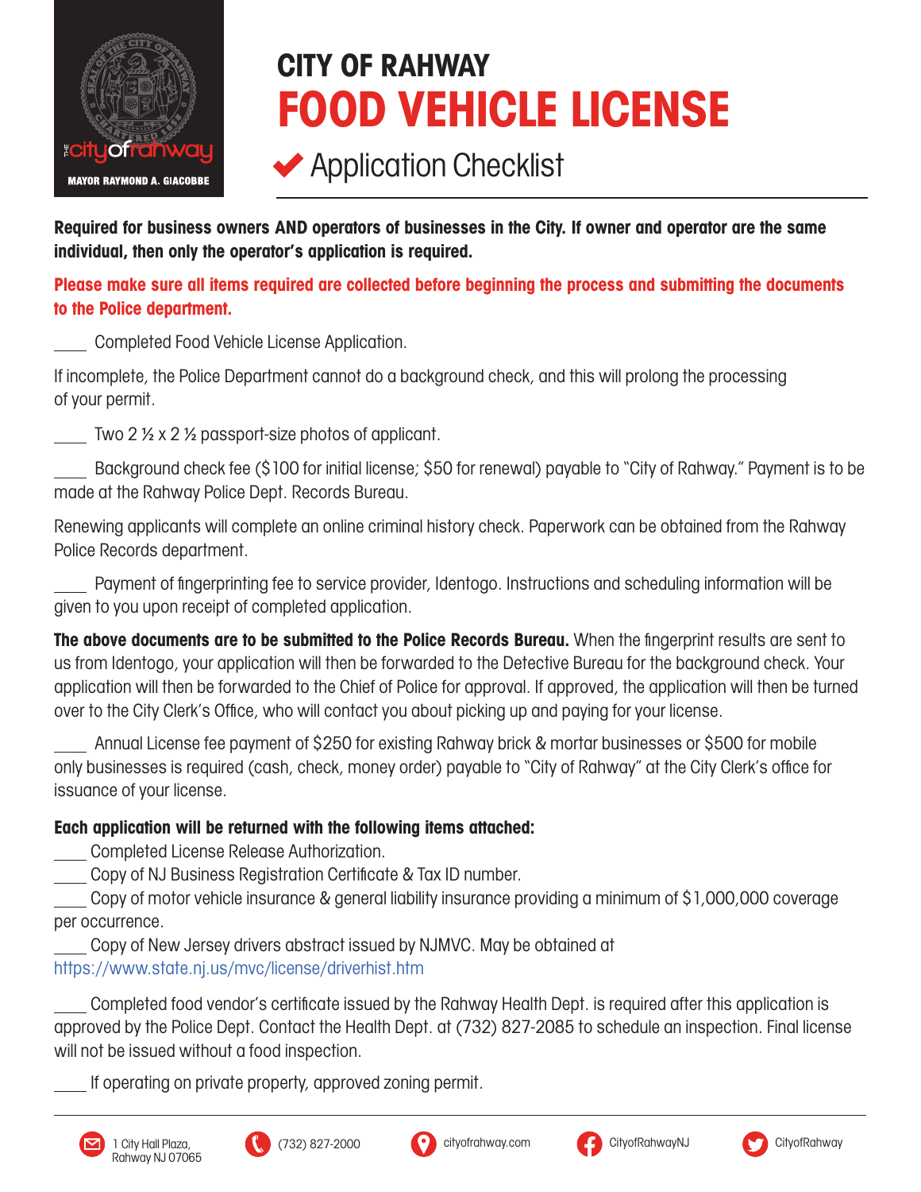THE city of rahway

MAYOR RAYMOND A. GIACOBBE

# CITY OF RAHWAY
# FOOD VEHICLE LICENSE
## ✔ Application Checklist

**Required for business owners AND operators of businesses in the City. If owner and operator are the same individual, then only the operator's application is required.**

**Please make sure all items required are collected before beginning the process and submitting the documents to the Police department.**

____ Completed Food Vehicle License Application.

If incomplete, the Police Department cannot do a background check, and this will prolong the processing of your permit.

____ Two 2 ½ x 2 ½ passport-size photos of applicant.

____ Background check fee ($100 for initial license; $50 for renewal) payable to "City of Rahway." Payment is to be made at the Rahway Police Dept. Records Bureau.

Renewing applicants will complete an online criminal history check. Paperwork can be obtained from the Rahway Police Records department.

____ Payment of fingerprinting fee to service provider, Identogo. Instructions and scheduling information will be given to you upon receipt of completed application.

**The above documents are to be submitted to the Police Records Bureau.** When the fingerprint results are sent to us from Identogo, your application will then be forwarded to the Detective Bureau for the background check. Your application will then be forwarded to the Chief of Police for approval. If approved, the application will then be turned over to the City Clerk's Office, who will contact you about picking up and paying for your license.

____ Annual License fee payment of $250 for existing Rahway brick & mortar businesses or $500 for mobile only businesses is required (cash, check, money order) payable to "City of Rahway" at the City Clerk's office for issuance of your license.

**Each application will be returned with the following items attached:**

____ Completed License Release Authorization.

____ Copy of NJ Business Registration Certificate & Tax ID number.

____ Copy of motor vehicle insurance & general liability insurance providing a minimum of $1,000,000 coverage per occurrence.

____ Copy of New Jersey drivers abstract issued by NJMVC. May be obtained at https://www.state.nj.us/mvc/license/driverhist.htm

____ Completed food vendor's certificate issued by the Rahway Health Dept. is required after this application is approved by the Police Dept. Contact the Health Dept. at (732) 827-2085 to schedule an inspection. Final license will not be issued without a food inspection.

____ If operating on private property, approved zoning permit.

1 City Hall Plaza, Rahway NJ 07065 | (732) 827-2000 | cityofrahway.com | CityofRahwayNJ | CityofRahway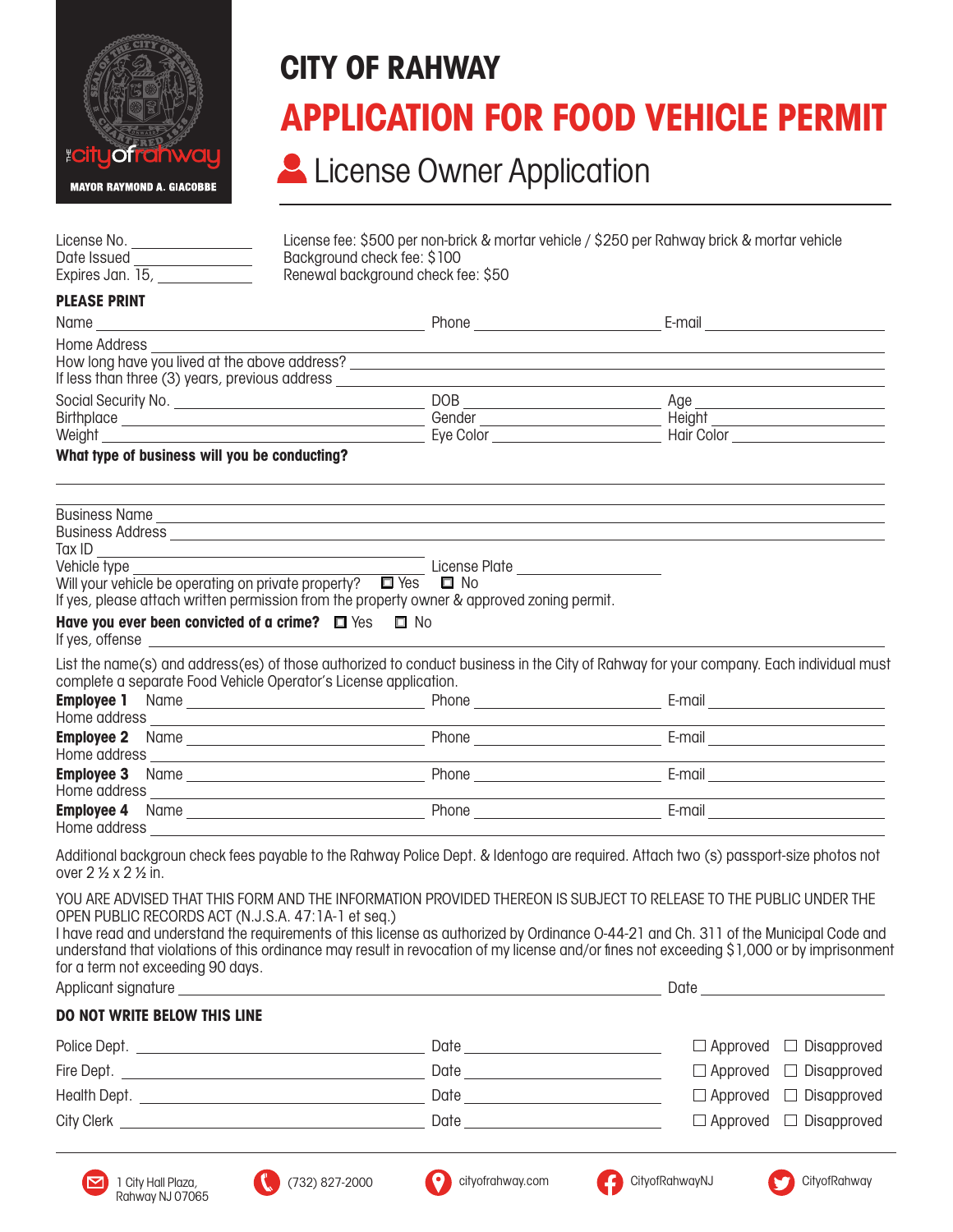thecityofrahway

MAYOR RAYMOND A. GIACOBBE

# CITY OF RAHWAY

# APPLICATION FOR FOOD VEHICLE PERMIT

## License Owner Application

License No. ______________
Date Issued ______________
Expires Jan. 15, ______________

License fee: $500 per non-brick & mortar vehicle / $250 per Rahway brick & mortar vehicle
Background check fee: $100
Renewal background check fee: $50

**PLEASE PRINT**

Name ______________ Phone ______________ E-mail ______________

Home Address ______________

How long have you lived at the above address? ______________

If less than three (3) years, previous address ______________

Social Security No. ______________ DOB ______________ Age ______________

Birthplace ______________ Gender ______________ Height ______________

Weight ______________ Eye Color ______________ Hair Color ______________

**What type of business will you be conducting?**

______________

______________

Business Name ______________

Business Address ______________

Tax ID ______________

Vehicle type ______________ License Plate ______________

Will your vehicle be operating on private property? ☐ Yes ☐ No

If yes, please attach written permission from the property owner & approved zoning permit.

**Have you ever been convicted of a crime?** ☐ Yes ☐ No

If yes, offense ______________

List the name(s) and address(es) of those authorized to conduct business in the City of Rahway for your company. Each individual must complete a separate Food Vehicle Operator's License application.

**Employee 1** Name ______________ Phone ______________ E-mail ______________
Home address ______________

**Employee 2** Name ______________ Phone ______________ E-mail ______________
Home address ______________

**Employee 3** Name ______________ Phone ______________ E-mail ______________
Home address ______________

**Employee 4** Name ______________ Phone ______________ E-mail ______________
Home address ______________

Additional backgroun check fees payable to the Rahway Police Dept. & Identogo are required. Attach two (s) passport-size photos not over 2 ½ x 2 ½ in.

YOU ARE ADVISED THAT THIS FORM AND THE INFORMATION PROVIDED THEREON IS SUBJECT TO RELEASE TO THE PUBLIC UNDER THE OPEN PUBLIC RECORDS ACT (N.J.S.A. 47:1A-1 et seq.)

I have read and understand the requirements of this license as authorized by Ordinance O-44-21 and Ch. 311 of the Municipal Code and understand that violations of this ordinance may result in revocation of my license and/or fines not exceeding $1,000 or by imprisonment for a term not exceeding 90 days.

Applicant signature ______________ Date ______________

**DO NOT WRITE BELOW THIS LINE**

Police Dept. ______________ Date ______________ ☐ Approved ☐ Disapproved

Fire Dept. ______________ Date ______________ ☐ Approved ☐ Disapproved

Health Dept. ______________ Date ______________ ☐ Approved ☐ Disapproved

City Clerk ______________ Date ______________ ☐ Approved ☐ Disapproved

1 City Hall Plaza, Rahway NJ 07065 | (732) 827-2000 | cityofrahway.com | CityofRahwayNJ | CityofRahway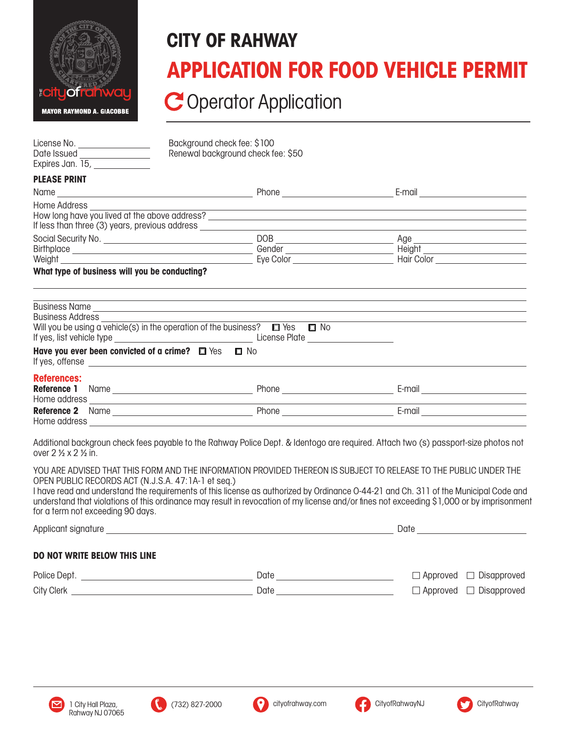MAYOR RAYMOND A. GIACOBBE

# CITY OF RAHWAY

# APPLICATION FOR FOOD VEHICLE PERMIT

## Operator Application

License No. ______________
Date Issued ______________
Expires Jan. 15, ______________

Background check fee: $100
Renewal background check fee: $50

**PLEASE PRINT**

Name ______________________ Phone ______________ E-mail ______________

Home Address ______________________________________________

How long have you lived at the above address? ______________________

If less than three (3) years, previous address ______________________

Social Security No. ______________ DOB ______________ Age ______________

Birthplace ______________ Gender ______________ Height ______________

Weight ______________ Eye Color ______________ Hair Color ______________

**What type of business will you be conducting?**

______________________________________________

______________________________________________

Business Name ______________________________________________

Business Address ______________________________________________

Will you be using a vehicle(s) in the operation of the business? ☐ Yes ☐ No

If yes, list vehicle type ______________ License Plate ______________

**Have you ever been convicted of a crime?** ☐ Yes ☐ No

If yes, offense ______________________________________________

**References:**

**Reference 1** Name ______________ Phone ______________ E-mail ______________

Home address ______________________________________________

**Reference 2** Name ______________ Phone ______________ E-mail ______________

Home address ______________________________________________

Additional backgroun check fees payable to the Rahway Police Dept. & Identogo are required. Attach two (s) passport-size photos not over 2 ½ x 2 ½ in.

YOU ARE ADVISED THAT THIS FORM AND THE INFORMATION PROVIDED THEREON IS SUBJECT TO RELEASE TO THE PUBLIC UNDER THE OPEN PUBLIC RECORDS ACT (N.J.S.A. 47:1A-1 et seq.)

I have read and understand the requirements of this license as authorized by Ordinance O-44-21 and Ch. 311 of the Municipal Code and understand that violations of this ordinance may result in revocation of my license and/or fines not exceeding $1,000 or by imprisonment for a term not exceeding 90 days.

Applicant signature ______________________________ Date ______________

**DO NOT WRITE BELOW THIS LINE**

Police Dept. ______________ Date ______________ ☐ Approved ☐ Disapproved

City Clerk ______________ Date ______________ ☐ Approved ☐ Disapproved

1 City Hall Plaza, Rahway NJ 07065 | (732) 827-2000 | cityofrahway.com | CityofRahwayNJ | CityofRahway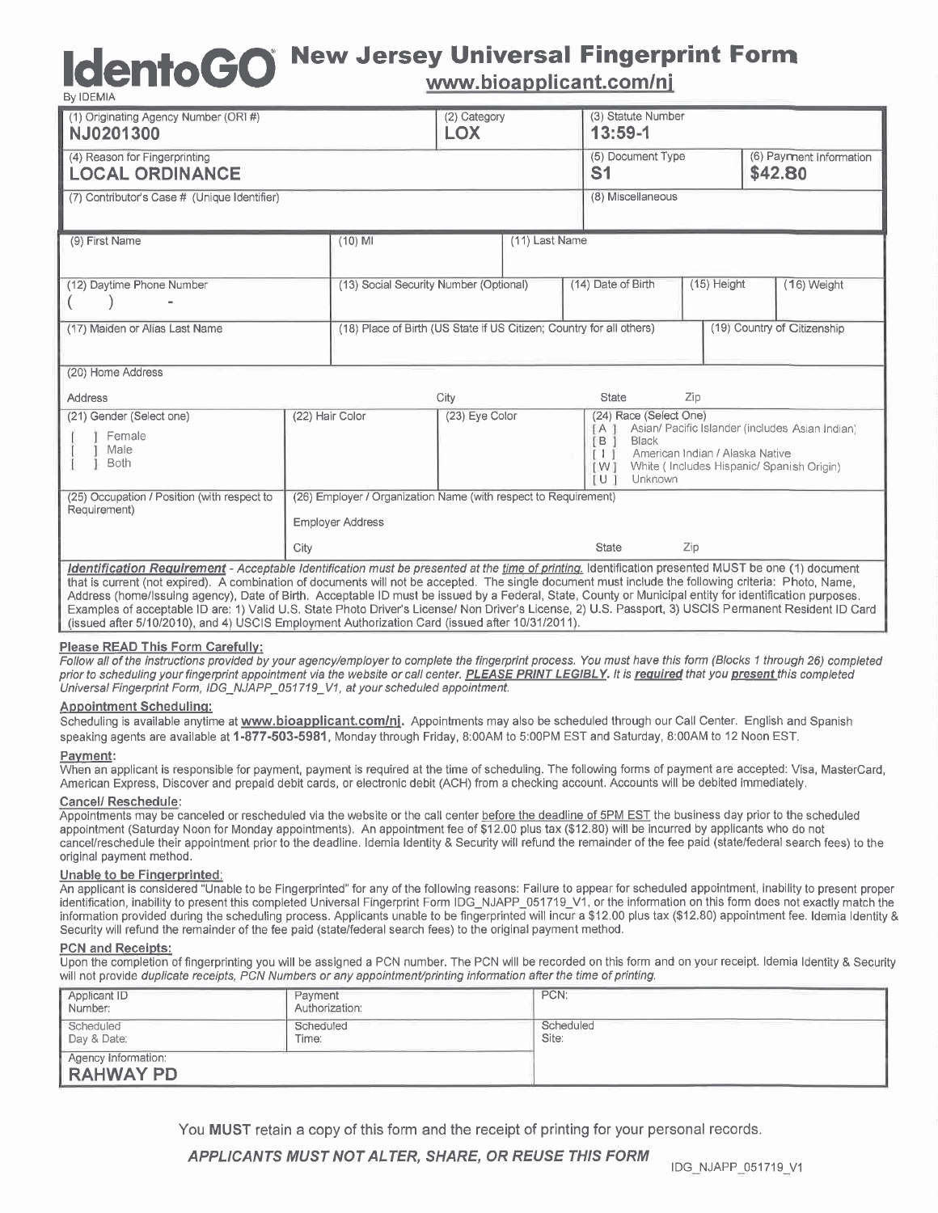# IdentoGO New Jersey Universal Fingerprint Form

By IDEMIA

www.bioapplicant.com/nj

| (1) Originating Agency Number (ORI #) | (2) Category | (3) Statute Number | |
|---|---|---|---|
| **NJ0201300** | **LOX** | **13:59-1** | |
| (4) Reason for Fingerprinting | | (5) Document Type | (6) Payment Information |
| **LOCAL ORDINANCE** | | **S1** | **$42.80** |
| (7) Contributor's Case # (Unique Identifier) | | (8) Miscellaneous | |

| (9) First Name | (10) MI | (11) Last Name | | |
|---|---|---|---|---|
| (12) Daytime Phone Number ( ) - | (13) Social Security Number (Optional) | (14) Date of Birth | (15) Height | (16) Weight |
| (17) Maiden or Alias Last Name | (18) Place of Birth (US State if US Citizen; Country for all others) | | (19) Country of Citizenship | |

(20) Home Address

Address | City | State | Zip

| (21) Gender (Select one) | (22) Hair Color | (23) Eye Color | (24) Race (Select One) |
|---|---|---|---|
| [ ] Female<br>[ ] Male<br>[ ] Both | | | [A] Asian/ Pacific Islander (includes Asian Indian)<br>[B] Black<br>[I] American Indian / Alaska Native<br>[W] White ( Includes Hispanic/ Spanish Origin)<br>[U] Unknown |

| (25) Occupation / Position (with respect to Requirement) | (26) Employer / Organization Name (with respect to Requirement) |
|---|---|
| | Employer Address |
| | City &nbsp;&nbsp; State &nbsp;&nbsp; Zip |

***Identification Requirement*** - *Acceptable Identification must be presented at the time of printing.* Identification presented MUST be one (1) document that is current (not expired). A combination of documents will not be accepted. The single document must include the following criteria: Photo, Name, Address (home/issuing agency), Date of Birth. Acceptable ID must be issued by a Federal, State, County or Municipal entity for identification purposes. Examples of acceptable ID are: 1) Valid U.S. State Photo Driver's License/ Non Driver's License, 2) U.S. Passport, 3) USCIS Permanent Resident ID Card (issued after 5/10/2010), and 4) USCIS Employment Authorization Card (issued after 10/31/2011).

**Please READ This Form Carefully:**

*Follow all of the instructions provided by your agency/employer to complete the fingerprint process. You must have this form (Blocks 1 through 26) completed prior to scheduling your fingerprint appointment via the website or call center.* ***PLEASE PRINT LEGIBLY.*** *It is* ***required*** *that you* ***present*** *this completed Universal Fingerprint Form, IDG_NJAPP_051719_V1, at your scheduled appointment.*

**Appointment Scheduling:**

Scheduling is available anytime at **www.bioapplicant.com/nj**. Appointments may also be scheduled through our Call Center. English and Spanish speaking agents are available at **1-877-503-5981**, Monday through Friday, 8:00AM to 5:00PM EST and Saturday, 8:00AM to 12 Noon EST.

**Payment:**

When an applicant is responsible for payment, payment is required at the time of scheduling. The following forms of payment are accepted: Visa, MasterCard, American Express, Discover and prepaid debit cards, or electronic debit (ACH) from a checking account. Accounts will be debited immediately.

**Cancel/ Reschedule:**

Appointments may be canceled or rescheduled via the website or the call center before the deadline of 5PM EST the business day prior to the scheduled appointment (Saturday Noon for Monday appointments). An appointment fee of $12.00 plus tax ($12.80) will be incurred by applicants who do not cancel/reschedule their appointment prior to the deadline. Idemia Identity & Security will refund the remainder of the fee paid (state/federal search fees) to the original payment method.

**Unable to be Fingerprinted:**

An applicant is considered "Unable to be Fingerprinted" for any of the following reasons: Failure to appear for scheduled appointment, inability to present proper identification, inability to present this completed Universal Fingerprint Form IDG_NJAPP_051719_V1, or the information on this form does not exactly match the information provided during the scheduling process. Applicants unable to be fingerprinted will incur a $12.00 plus tax ($12.80) appointment fee. Idemia Identity & Security will refund the remainder of the fee paid (state/federal search fees) to the original payment method.

**PCN and Receipts:**

Upon the completion of fingerprinting you will be assigned a PCN number. The PCN will be recorded on this form and on your receipt. Idemia Identity & Security will not provide *duplicate receipts, PCN Numbers or any appointment/printing information after the time of printing.*

| Applicant ID Number: | Payment Authorization: | PCN: |
|---|---|---|
| Scheduled Day & Date: | Scheduled Time: | Scheduled Site: |
| Agency Information: **RAHWAY PD** | | |

You **MUST** retain a copy of this form and the receipt of printing for your personal records.

***APPLICANTS MUST NOT ALTER, SHARE, OR REUSE THIS FORM***

IDG_NJAPP_051719_V1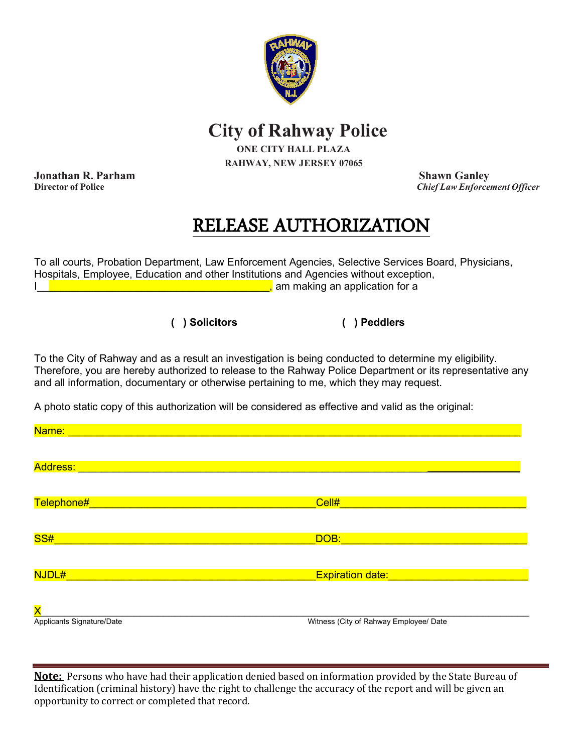# City of Rahway Police

**ONE CITY HALL PLAZA**
**RAHWAY, NEW JERSEY 07065**

**Jonathan R. Parham**
**Director of Police**

**Shawn Ganley**
***Chief Law Enforcement Officer***

## RELEASE AUTHORIZATION

To all courts, Probation Department, Law Enforcement Agencies, Selective Services Board, Physicians, Hospitals, Employee, Education and other Institutions and Agencies without exception, I________________________________________, am making an application for a

**( ) Solicitors** **( ) Peddlers**

To the City of Rahway and as a result an investigation is being conducted to determine my eligibility. Therefore, you are hereby authorized to release to the Rahway Police Department or its representative any and all information, documentary or otherwise pertaining to me, which they may request.

A photo static copy of this authorization will be considered as effective and valid as the original:

Name: ______________________________________________________________________

Address: ____________________________________________________________________

Telephone#_____________________________________ Cell#______________________________

SS#___________________________________________ DOB:_______________________________

NJDL#_________________________________________ Expiration date:_______________________

X___________________________________________________________________________

Applicants Signature/Date Witness (City of Rahway Employee/ Date

**Note:** Persons who have had their application denied based on information provided by the State Bureau of Identification (criminal history) have the right to challenge the accuracy of the report and will be given an opportunity to correct or completed that record.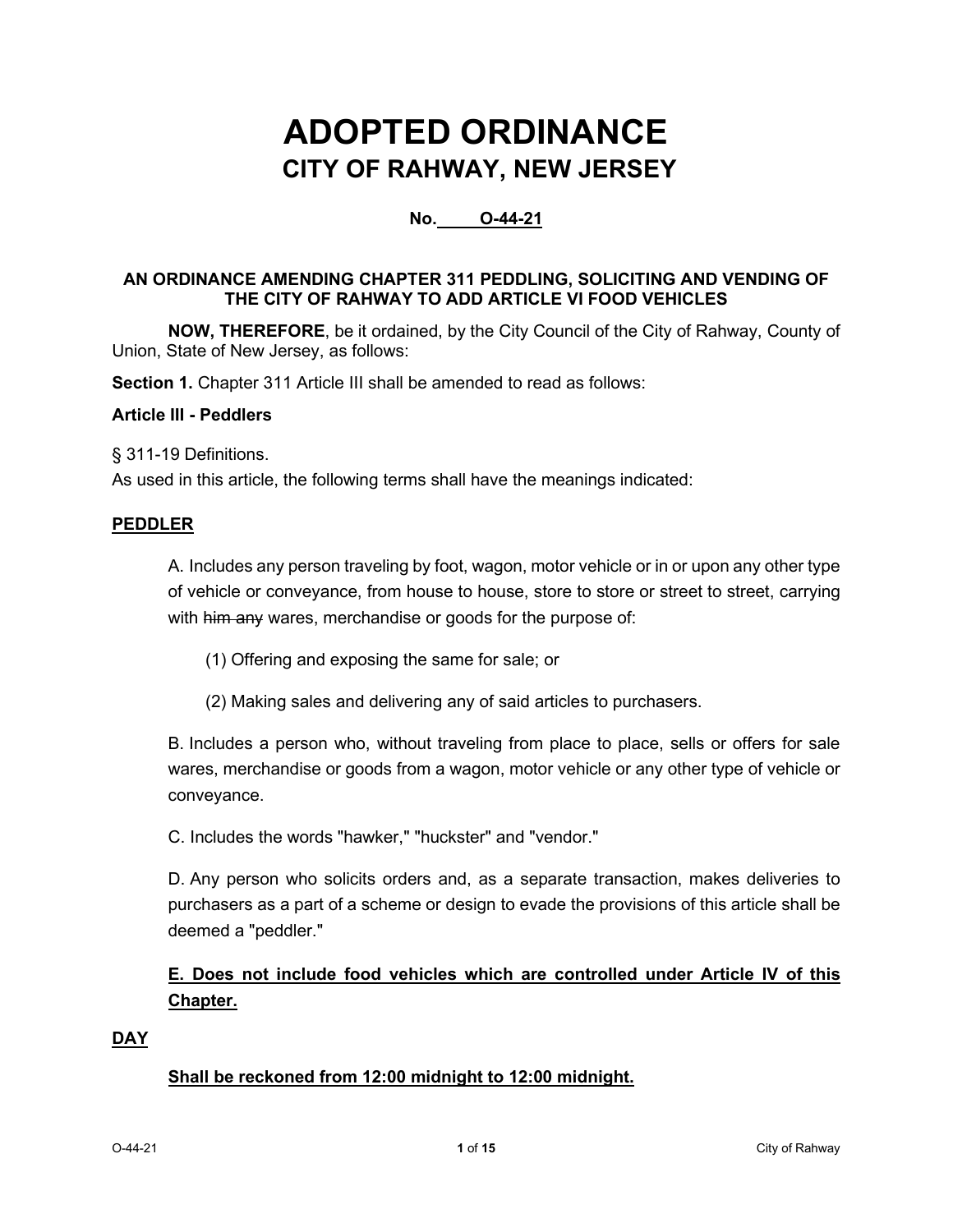# ADOPTED ORDINANCE

## CITY OF RAHWAY, NEW JERSEY

**No. O-44-21**

**AN ORDINANCE AMENDING CHAPTER 311 PEDDLING, SOLICITING AND VENDING OF THE CITY OF RAHWAY TO ADD ARTICLE VI FOOD VEHICLES**

**NOW, THEREFORE**, be it ordained, by the City Council of the City of Rahway, County of Union, State of New Jersey, as follows:

**Section 1.** Chapter 311 Article III shall be amended to read as follows:

**Article III - Peddlers**

§ 311-19 Definitions.

As used in this article, the following terms shall have the meanings indicated:

**PEDDLER**

A. Includes any person traveling by foot, wagon, motor vehicle or in or upon any other type of vehicle or conveyance, from house to house, store to store or street to street, carrying with ~~him any~~ wares, merchandise or goods for the purpose of:

(1) Offering and exposing the same for sale; or

(2) Making sales and delivering any of said articles to purchasers.

B. Includes a person who, without traveling from place to place, sells or offers for sale wares, merchandise or goods from a wagon, motor vehicle or any other type of vehicle or conveyance.

C. Includes the words "hawker," "huckster" and "vendor."

D. Any person who solicits orders and, as a separate transaction, makes deliveries to purchasers as a part of a scheme or design to evade the provisions of this article shall be deemed a "peddler."

**E. Does not include food vehicles which are controlled under Article IV of this Chapter.**

**DAY**

**Shall be reckoned from 12:00 midnight to 12:00 midnight.**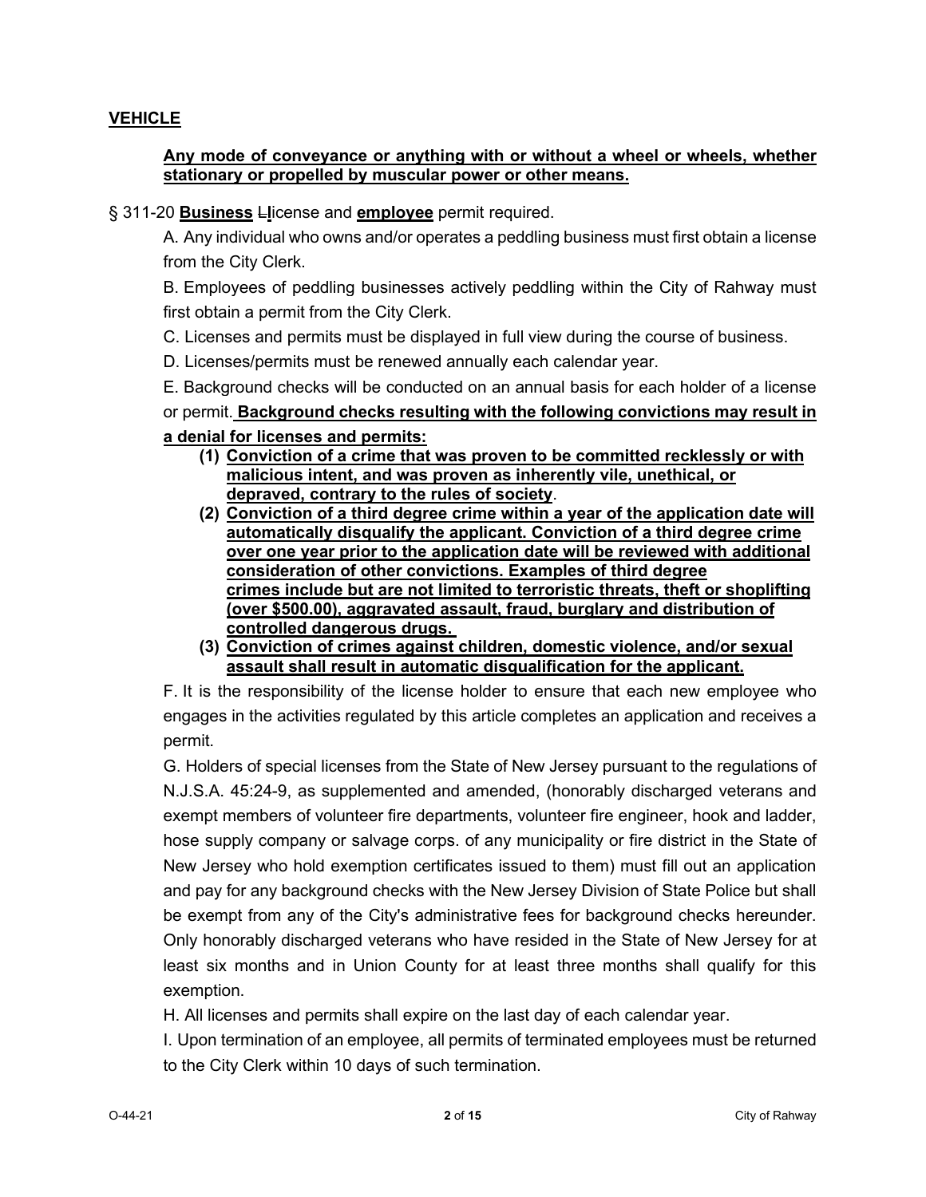**VEHICLE**

**Any mode of conveyance or anything with or without a wheel or wheels, whether stationary or propelled by muscular power or other means.**

§ 311-20 **Business** ~~L~~**l**icense and **employee** permit required.

A. Any individual who owns and/or operates a peddling business must first obtain a license from the City Clerk.

B. Employees of peddling businesses actively peddling within the City of Rahway must first obtain a permit from the City Clerk.

C. Licenses and permits must be displayed in full view during the course of business.

D. Licenses/permits must be renewed annually each calendar year.

E. Background checks will be conducted on an annual basis for each holder of a license or permit. **Background checks resulting with the following convictions may result in a denial for licenses and permits:**

- **(1) Conviction of a crime that was proven to be committed recklessly or with malicious intent, and was proven as inherently vile, unethical, or depraved, contrary to the rules of society**.
- **(2) Conviction of a third degree crime within a year of the application date will automatically disqualify the applicant. Conviction of a third degree crime over one year prior to the application date will be reviewed with additional consideration of other convictions. Examples of third degree crimes include but are not limited to terroristic threats, theft or shoplifting (over $500.00), aggravated assault, fraud, burglary and distribution of controlled dangerous drugs.**
- **(3) Conviction of crimes against children, domestic violence, and/or sexual assault shall result in automatic disqualification for the applicant.**

F. It is the responsibility of the license holder to ensure that each new employee who engages in the activities regulated by this article completes an application and receives a permit.

G. Holders of special licenses from the State of New Jersey pursuant to the regulations of N.J.S.A. 45:24-9, as supplemented and amended, (honorably discharged veterans and exempt members of volunteer fire departments, volunteer fire engineer, hook and ladder, hose supply company or salvage corps. of any municipality or fire district in the State of New Jersey who hold exemption certificates issued to them) must fill out an application and pay for any background checks with the New Jersey Division of State Police but shall be exempt from any of the City's administrative fees for background checks hereunder. Only honorably discharged veterans who have resided in the State of New Jersey for at least six months and in Union County for at least three months shall qualify for this exemption.

H. All licenses and permits shall expire on the last day of each calendar year.

I. Upon termination of an employee, all permits of terminated employees must be returned to the City Clerk within 10 days of such termination.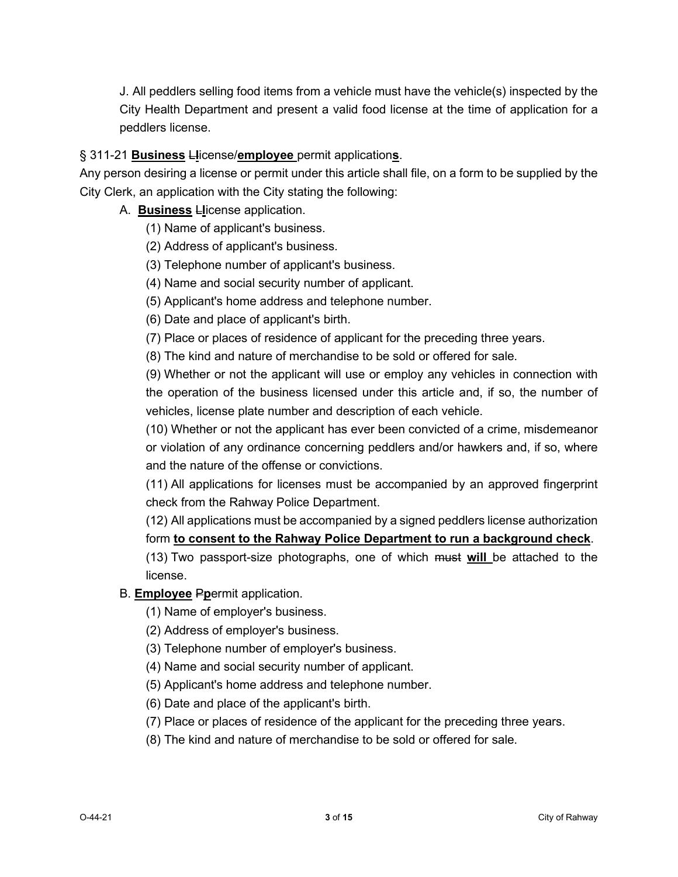J. All peddlers selling food items from a vehicle must have the vehicle(s) inspected by the City Health Department and present a valid food license at the time of application for a peddlers license.

§ 311-21 **Business** ~~L~~**l**icense/**employee** permit application**s**.

Any person desiring a license or permit under this article shall file, on a form to be supplied by the City Clerk, an application with the City stating the following:

A. **Business** ~~L~~**l**icense application.

(1) Name of applicant's business.

(2) Address of applicant's business.

(3) Telephone number of applicant's business.

(4) Name and social security number of applicant.

(5) Applicant's home address and telephone number.

(6) Date and place of applicant's birth.

(7) Place or places of residence of applicant for the preceding three years.

(8) The kind and nature of merchandise to be sold or offered for sale.

(9) Whether or not the applicant will use or employ any vehicles in connection with the operation of the business licensed under this article and, if so, the number of vehicles, license plate number and description of each vehicle.

(10) Whether or not the applicant has ever been convicted of a crime, misdemeanor or violation of any ordinance concerning peddlers and/or hawkers and, if so, where and the nature of the offense or convictions.

(11) All applications for licenses must be accompanied by an approved fingerprint check from the Rahway Police Department.

(12) All applications must be accompanied by a signed peddlers license authorization form **to consent to the Rahway Police Department to run a background check**.

(13) Two passport-size photographs, one of which ~~must~~ **will** be attached to the license.

B. **Employee** ~~P~~**p**ermit application.

(1) Name of employer's business.

(2) Address of employer's business.

(3) Telephone number of employer's business.

(4) Name and social security number of applicant.

(5) Applicant's home address and telephone number.

(6) Date and place of the applicant's birth.

(7) Place or places of residence of the applicant for the preceding three years.

(8) The kind and nature of merchandise to be sold or offered for sale.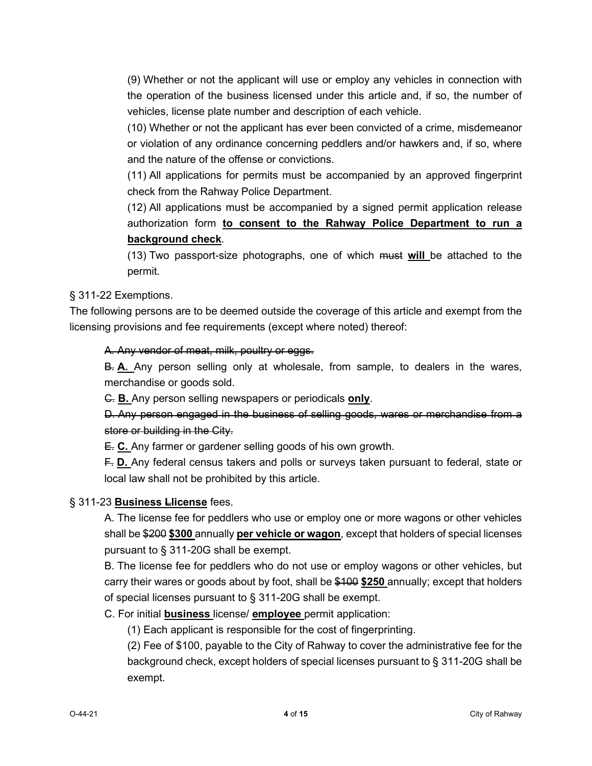(9) Whether or not the applicant will use or employ any vehicles in connection with the operation of the business licensed under this article and, if so, the number of vehicles, license plate number and description of each vehicle.

(10) Whether or not the applicant has ever been convicted of a crime, misdemeanor or violation of any ordinance concerning peddlers and/or hawkers and, if so, where and the nature of the offense or convictions.

(11) All applications for permits must be accompanied by an approved fingerprint check from the Rahway Police Department.

(12) All applications must be accompanied by a signed permit application release authorization form **to consent to the Rahway Police Department to run a background check**.

(13) Two passport-size photographs, one of which ~~must~~ **will** be attached to the permit.

§ 311-22 Exemptions.

The following persons are to be deemed outside the coverage of this article and exempt from the licensing provisions and fee requirements (except where noted) thereof:

~~A. Any vendor of meat, milk, poultry or eggs.~~

~~B.~~ **A.** Any person selling only at wholesale, from sample, to dealers in the wares, merchandise or goods sold.

~~C.~~ **B.** Any person selling newspapers or periodicals **only**.

~~D. Any person engaged in the business of selling goods, wares or merchandise from a store or building in the City.~~

~~E.~~ **C.** Any farmer or gardener selling goods of his own growth.

~~F.~~ **D.** Any federal census takers and polls or surveys taken pursuant to federal, state or local law shall not be prohibited by this article.

§ 311-23 **Business** ~~L~~**license** fees.

A. The license fee for peddlers who use or employ one or more wagons or other vehicles shall be ~~$200~~ **$300** annually **per vehicle or wagon**, except that holders of special licenses pursuant to § 311-20G shall be exempt.

B. The license fee for peddlers who do not use or employ wagons or other vehicles, but carry their wares or goods about by foot, shall be ~~$100~~ **$250** annually; except that holders of special licenses pursuant to § 311-20G shall be exempt.

C. For initial **business** license/ **employee** permit application:

(1) Each applicant is responsible for the cost of fingerprinting.

(2) Fee of $100, payable to the City of Rahway to cover the administrative fee for the background check, except holders of special licenses pursuant to § 311-20G shall be exempt.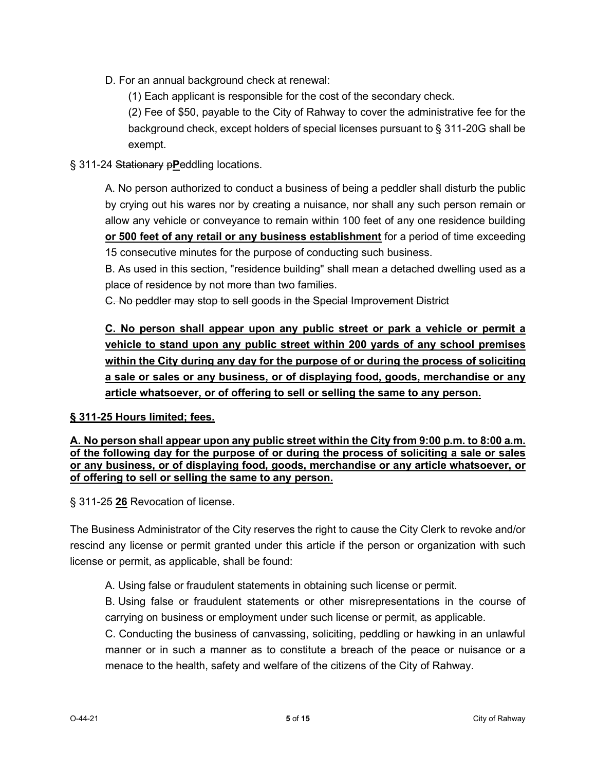D. For an annual background check at renewal:

(1) Each applicant is responsible for the cost of the secondary check.

(2) Fee of $50, payable to the City of Rahway to cover the administrative fee for the background check, except holders of special licenses pursuant to § 311-20G shall be exempt.

§ 311-24 ~~Stationary p~~**P**eddling locations.

A. No person authorized to conduct a business of being a peddler shall disturb the public by crying out his wares nor by creating a nuisance, nor shall any such person remain or allow any vehicle or conveyance to remain within 100 feet of any one residence building **<u>or 500 feet of any retail or any business establishment</u>** for a period of time exceeding 15 consecutive minutes for the purpose of conducting such business.

B. As used in this section, "residence building" shall mean a detached dwelling used as a place of residence by not more than two families.

~~C. No peddler may stop to sell goods in the Special Improvement District~~

**<u>C. No person shall appear upon any public street or park a vehicle or permit a vehicle to stand upon any public street within 200 yards of any school premises within the City during any day for the purpose of or during the process of soliciting a sale or sales or any business, or of displaying food, goods, merchandise or any article whatsoever, or of offering to sell or selling the same to any person.</u>**

**<u>§ 311-25 Hours limited; fees.</u>**

**<u>A. No person shall appear upon any public street within the City from 9:00 p.m. to 8:00 a.m. of the following day for the purpose of or during the process of soliciting a sale or sales or any business, or of displaying food, goods, merchandise or any article whatsoever, or of offering to sell or selling the same to any person.</u>**

§ 311-~~25~~ **<u>26</u>** Revocation of license.

The Business Administrator of the City reserves the right to cause the City Clerk to revoke and/or rescind any license or permit granted under this article if the person or organization with such license or permit, as applicable, shall be found:

A. Using false or fraudulent statements in obtaining such license or permit.

B. Using false or fraudulent statements or other misrepresentations in the course of carrying on business or employment under such license or permit, as applicable.

C. Conducting the business of canvassing, soliciting, peddling or hawking in an unlawful manner or in such a manner as to constitute a breach of the peace or nuisance or a menace to the health, safety and welfare of the citizens of the City of Rahway.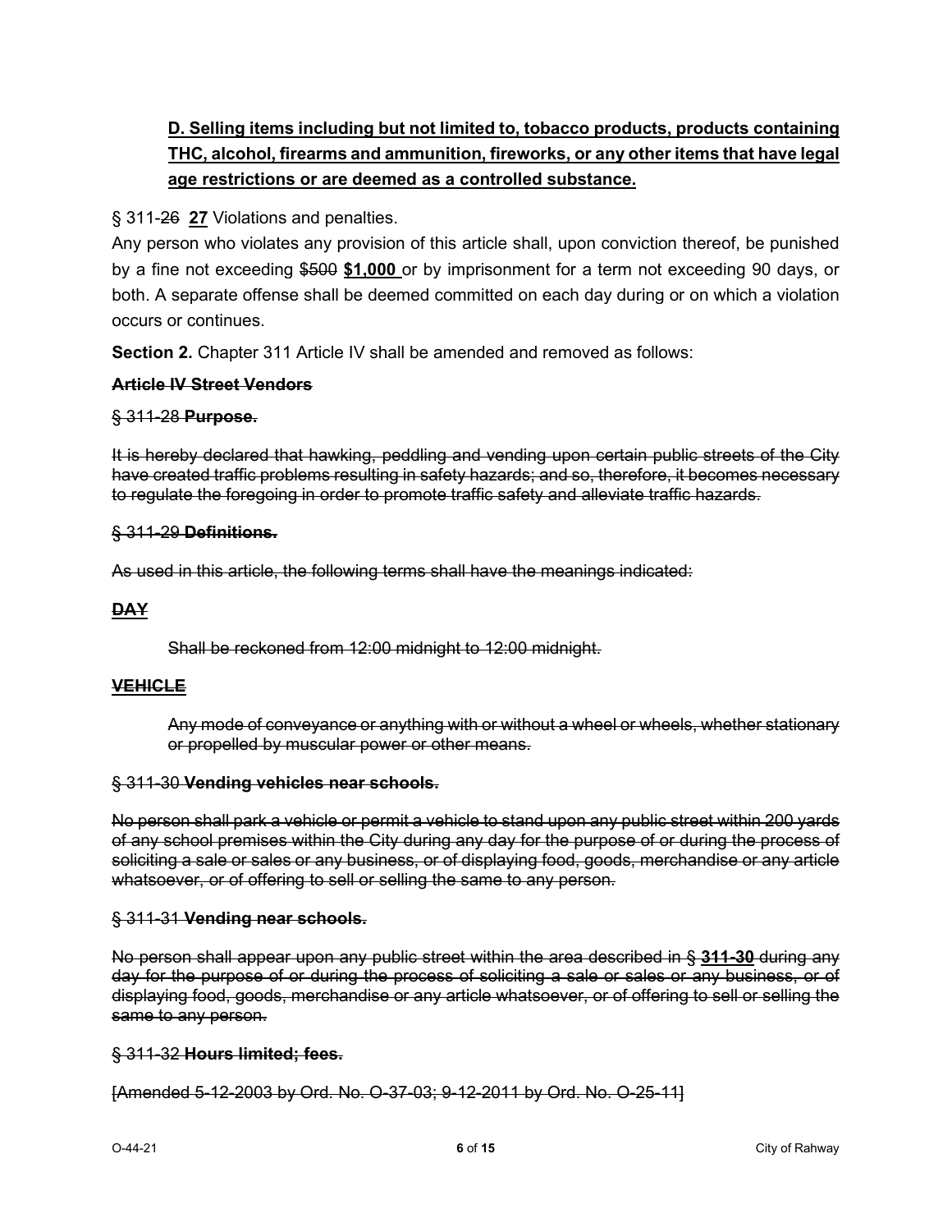**D. Selling items including but not limited to, tobacco products, products containing THC, alcohol, firearms and ammunition, fireworks, or any other items that have legal age restrictions or are deemed as a controlled substance.**

§ 311-~~26~~ **27** Violations and penalties.

Any person who violates any provision of this article shall, upon conviction thereof, be punished by a fine not exceeding ~~$500~~ **$1,000** or by imprisonment for a term not exceeding 90 days, or both. A separate offense shall be deemed committed on each day during or on which a violation occurs or continues.

**Section 2.** Chapter 311 Article IV shall be amended and removed as follows:

~~**Article IV Street Vendors**~~

~~§ 311-28 **Purpose.**~~

~~It is hereby declared that hawking, peddling and vending upon certain public streets of the City have created traffic problems resulting in safety hazards; and so, therefore, it becomes necessary to regulate the foregoing in order to promote traffic safety and alleviate traffic hazards.~~

~~§ 311-29 **Definitions.**~~

~~As used in this article, the following terms shall have the meanings indicated:~~

~~**DAY**~~

~~Shall be reckoned from 12:00 midnight to 12:00 midnight.~~

~~**VEHICLE**~~

~~Any mode of conveyance or anything with or without a wheel or wheels, whether stationary or propelled by muscular power or other means.~~

~~§ 311-30 **Vending vehicles near schools.**~~

~~No person shall park a vehicle or permit a vehicle to stand upon any public street within 200 yards of any school premises within the City during any day for the purpose of or during the process of soliciting a sale or sales or any business, or of displaying food, goods, merchandise or any article whatsoever, or of offering to sell or selling the same to any person.~~

~~§ 311-31 **Vending near schools.**~~

~~No person shall appear upon any public street within the area described in § **311-30** during any day for the purpose of or during the process of soliciting a sale or sales or any business, or of displaying food, goods, merchandise or any article whatsoever, or of offering to sell or selling the same to any person.~~

~~§ 311-32 **Hours limited; fees.**~~

~~[Amended 5-12-2003 by Ord. No. O-37-03; 9-12-2011 by Ord. No. O-25-11]~~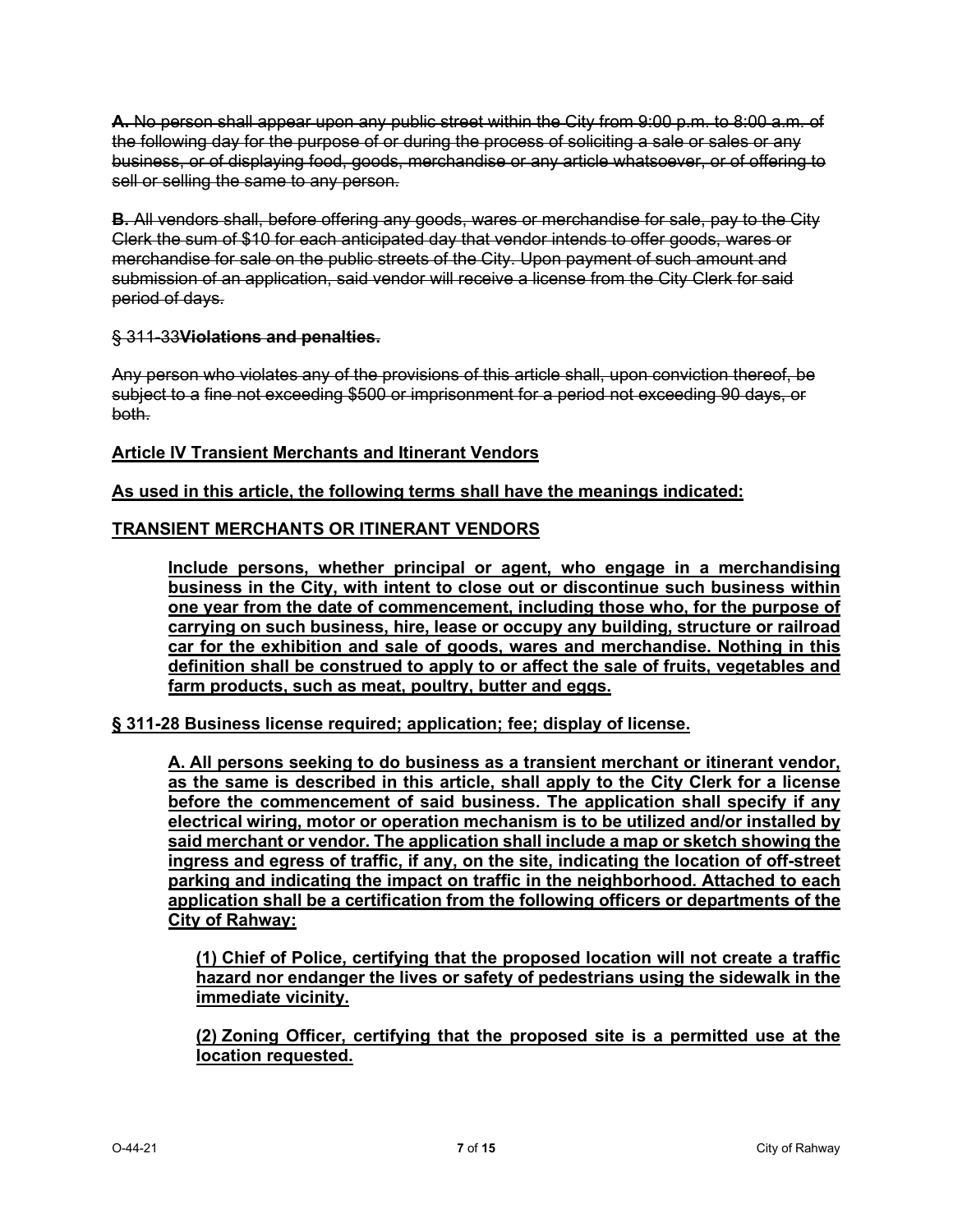~~**A.** No person shall appear upon any public street within the City from 9:00 p.m. to 8:00 a.m. of the following day for the purpose of or during the process of soliciting a sale or sales or any business, or of displaying food, goods, merchandise or any article whatsoever, or of offering to sell or selling the same to any person.~~

~~**B.** All vendors shall, before offering any goods, wares or merchandise for sale, pay to the City Clerk the sum of $10 for each anticipated day that vendor intends to offer goods, wares or merchandise for sale on the public streets of the City. Upon payment of such amount and submission of an application, said vendor will receive a license from the City Clerk for said period of days.~~

~~§ 311-33 **Violations and penalties.**~~

~~Any person who violates any of the provisions of this article shall, upon conviction thereof, be subject to a fine not exceeding $500 or imprisonment for a period not exceeding 90 days, or both.~~

<u>**Article IV Transient Merchants and Itinerant Vendors**</u>

<u>**As used in this article, the following terms shall have the meanings indicated:**</u>

<u>**TRANSIENT MERCHANTS OR ITINERANT VENDORS**</u>

<u>**Include persons, whether principal or agent, who engage in a merchandising business in the City, with intent to close out or discontinue such business within one year from the date of commencement, including those who, for the purpose of carrying on such business, hire, lease or occupy any building, structure or railroad car for the exhibition and sale of goods, wares and merchandise. Nothing in this definition shall be construed to apply to or affect the sale of fruits, vegetables and farm products, such as meat, poultry, butter and eggs.**</u>

<u>**§ 311-28 Business license required; application; fee; display of license.**</u>

<u>**A. All persons seeking to do business as a transient merchant or itinerant vendor, as the same is described in this article, shall apply to the City Clerk for a license before the commencement of said business. The application shall specify if any electrical wiring, motor or operation mechanism is to be utilized and/or installed by said merchant or vendor. The application shall include a map or sketch showing the ingress and egress of traffic, if any, on the site, indicating the location of off-street parking and indicating the impact on traffic in the neighborhood. Attached to each application shall be a certification from the following officers or departments of the City of Rahway:**</u>

<u>**(1) Chief of Police, certifying that the proposed location will not create a traffic hazard nor endanger the lives or safety of pedestrians using the sidewalk in the immediate vicinity.**</u>

<u>**(2) Zoning Officer, certifying that the proposed site is a permitted use at the location requested.**</u>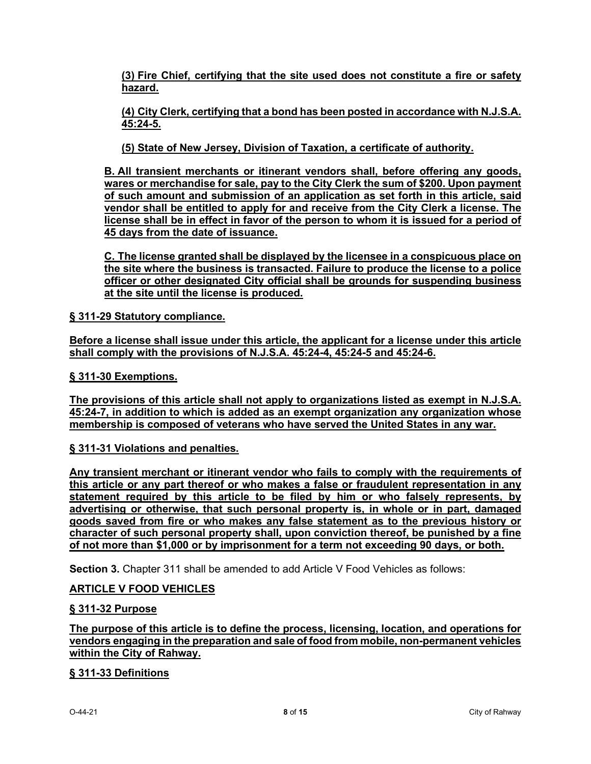**(3) Fire Chief, certifying that the site used does not constitute a fire or safety hazard.**

**(4) City Clerk, certifying that a bond has been posted in accordance with N.J.S.A. 45:24-5.**

**(5) State of New Jersey, Division of Taxation, a certificate of authority.**

**B. All transient merchants or itinerant vendors shall, before offering any goods, wares or merchandise for sale, pay to the City Clerk the sum of $200. Upon payment of such amount and submission of an application as set forth in this article, said vendor shall be entitled to apply for and receive from the City Clerk a license. The license shall be in effect in favor of the person to whom it is issued for a period of 45 days from the date of issuance.**

**C. The license granted shall be displayed by the licensee in a conspicuous place on the site where the business is transacted. Failure to produce the license to a police officer or other designated City official shall be grounds for suspending business at the site until the license is produced.**

**§ 311-29 Statutory compliance.**

**Before a license shall issue under this article, the applicant for a license under this article shall comply with the provisions of N.J.S.A. 45:24-4, 45:24-5 and 45:24-6.**

**§ 311-30 Exemptions.**

**The provisions of this article shall not apply to organizations listed as exempt in N.J.S.A. 45:24-7, in addition to which is added as an exempt organization any organization whose membership is composed of veterans who have served the United States in any war.**

**§ 311-31 Violations and penalties.**

**Any transient merchant or itinerant vendor who fails to comply with the requirements of this article or any part thereof or who makes a false or fraudulent representation in any statement required by this article to be filed by him or who falsely represents, by advertising or otherwise, that such personal property is, in whole or in part, damaged goods saved from fire or who makes any false statement as to the previous history or character of such personal property shall, upon conviction thereof, be punished by a fine of not more than $1,000 or by imprisonment for a term not exceeding 90 days, or both.**

**Section 3.** Chapter 311 shall be amended to add Article V Food Vehicles as follows:

**ARTICLE V FOOD VEHICLES**

**§ 311-32 Purpose**

**The purpose of this article is to define the process, licensing, location, and operations for vendors engaging in the preparation and sale of food from mobile, non-permanent vehicles within the City of Rahway.**

**§ 311-33 Definitions**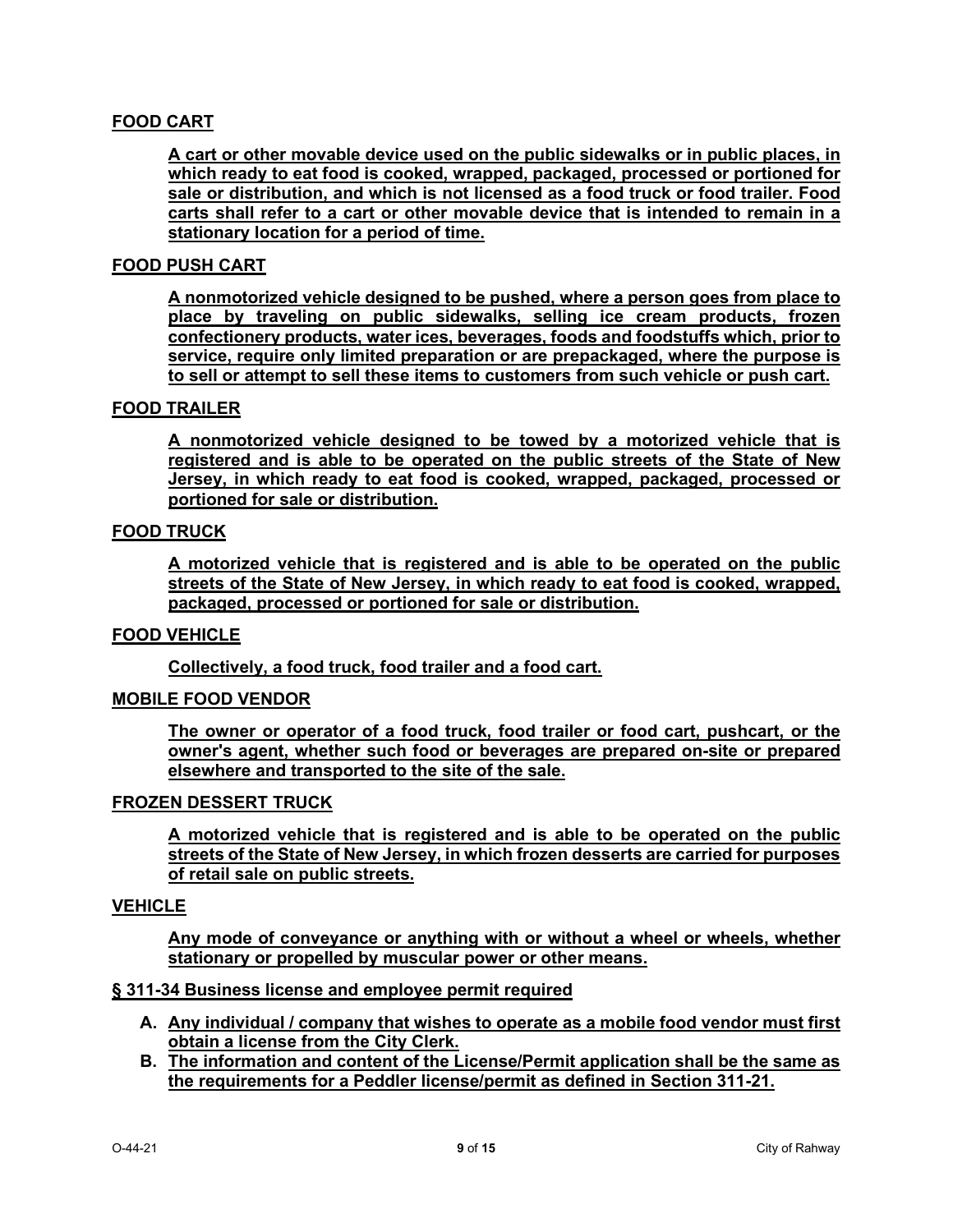**FOOD CART**

**A cart or other movable device used on the public sidewalks or in public places, in which ready to eat food is cooked, wrapped, packaged, processed or portioned for sale or distribution, and which is not licensed as a food truck or food trailer. Food carts shall refer to a cart or other movable device that is intended to remain in a stationary location for a period of time.**

**FOOD PUSH CART**

**A nonmotorized vehicle designed to be pushed, where a person goes from place to place by traveling on public sidewalks, selling ice cream products, frozen confectionery products, water ices, beverages, foods and foodstuffs which, prior to service, require only limited preparation or are prepackaged, where the purpose is to sell or attempt to sell these items to customers from such vehicle or push cart.**

**FOOD TRAILER**

**A nonmotorized vehicle designed to be towed by a motorized vehicle that is registered and is able to be operated on the public streets of the State of New Jersey, in which ready to eat food is cooked, wrapped, packaged, processed or portioned for sale or distribution.**

**FOOD TRUCK**

**A motorized vehicle that is registered and is able to be operated on the public streets of the State of New Jersey, in which ready to eat food is cooked, wrapped, packaged, processed or portioned for sale or distribution.**

**FOOD VEHICLE**

**Collectively, a food truck, food trailer and a food cart.**

**MOBILE FOOD VENDOR**

**The owner or operator of a food truck, food trailer or food cart, pushcart, or the owner's agent, whether such food or beverages are prepared on-site or prepared elsewhere and transported to the site of the sale.**

**FROZEN DESSERT TRUCK**

**A motorized vehicle that is registered and is able to be operated on the public streets of the State of New Jersey, in which frozen desserts are carried for purposes of retail sale on public streets.**

**VEHICLE**

**Any mode of conveyance or anything with or without a wheel or wheels, whether stationary or propelled by muscular power or other means.**

**§ 311-34 Business license and employee permit required**

- **A.** **Any individual / company that wishes to operate as a mobile food vendor must first obtain a license from the City Clerk.**
- **B.** **The information and content of the License/Permit application shall be the same as the requirements for a Peddler license/permit as defined in Section 311-21.**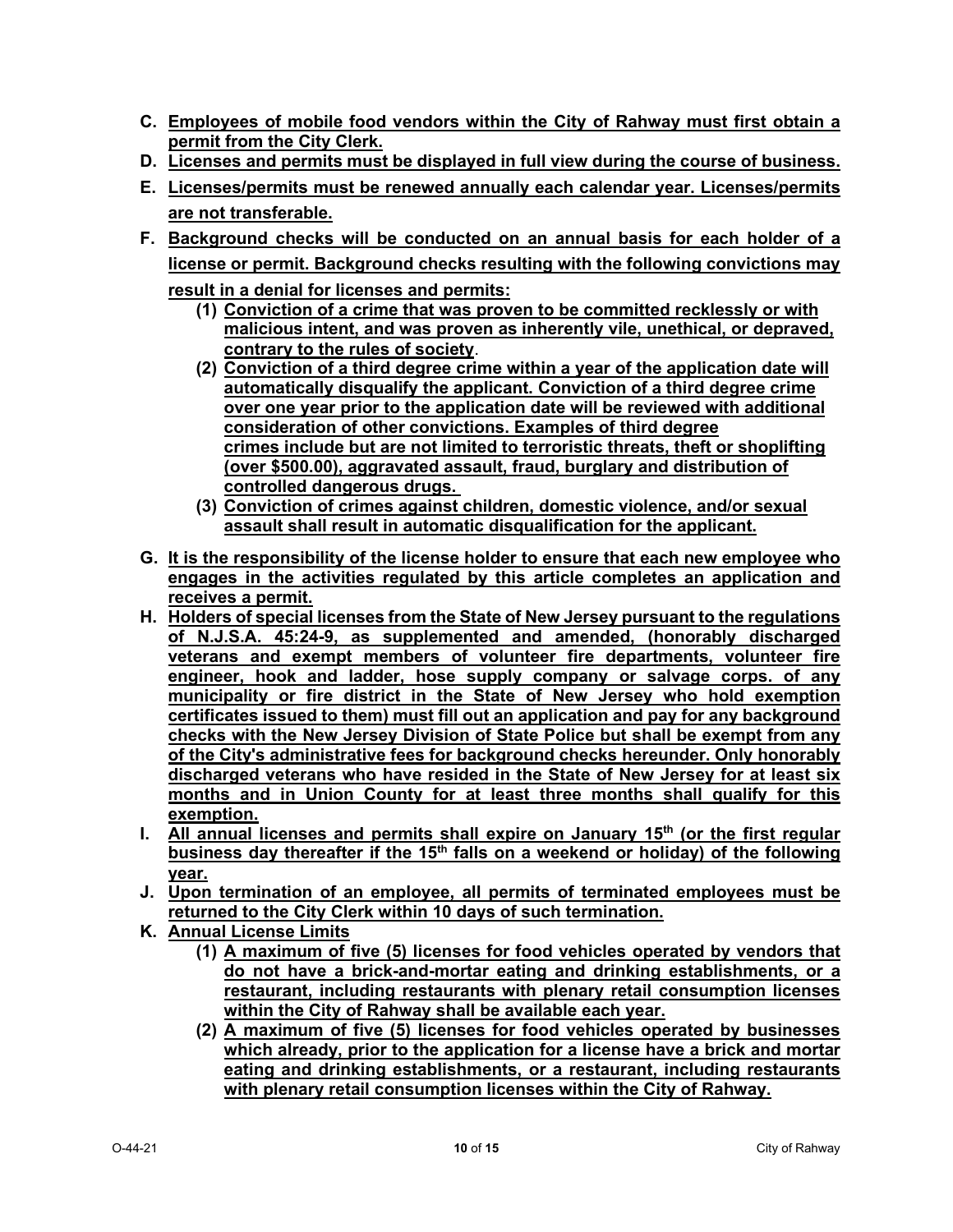C. **Employees of mobile food vendors within the City of Rahway must first obtain a permit from the City Clerk.**
D. **Licenses and permits must be displayed in full view during the course of business.**
E. **Licenses/permits must be renewed annually each calendar year. Licenses/permits are not transferable.**
F. **Background checks will be conducted on an annual basis for each holder of a license or permit. Background checks resulting with the following convictions may result in a denial for licenses and permits:**
    (1) **Conviction of a crime that was proven to be committed recklessly or with malicious intent, and was proven as inherently vile, unethical, or depraved, contrary to the rules of society**.
    (2) **Conviction of a third degree crime within a year of the application date will automatically disqualify the applicant. Conviction of a third degree crime over one year prior to the application date will be reviewed with additional consideration of other convictions. Examples of third degree crimes include but are not limited to terroristic threats, theft or shoplifting (over $500.00), aggravated assault, fraud, burglary and distribution of controlled dangerous drugs.**
    (3) **Conviction of crimes against children, domestic violence, and/or sexual assault shall result in automatic disqualification for the applicant.**
G. **It is the responsibility of the license holder to ensure that each new employee who engages in the activities regulated by this article completes an application and receives a permit.**
H. **Holders of special licenses from the State of New Jersey pursuant to the regulations of N.J.S.A. 45:24-9, as supplemented and amended, (honorably discharged veterans and exempt members of volunteer fire departments, volunteer fire engineer, hook and ladder, hose supply company or salvage corps. of any municipality or fire district in the State of New Jersey who hold exemption certificates issued to them) must fill out an application and pay for any background checks with the New Jersey Division of State Police but shall be exempt from any of the City's administrative fees for background checks hereunder. Only honorably discharged veterans who have resided in the State of New Jersey for at least six months and in Union County for at least three months shall qualify for this exemption.**
I. **All annual licenses and permits shall expire on January 15th (or the first regular business day thereafter if the 15th falls on a weekend or holiday) of the following year.**
J. **Upon termination of an employee, all permits of terminated employees must be returned to the City Clerk within 10 days of such termination.**
K. **Annual License Limits**
    (1) **A maximum of five (5) licenses for food vehicles operated by vendors that do not have a brick-and-mortar eating and drinking establishments, or a restaurant, including restaurants with plenary retail consumption licenses within the City of Rahway shall be available each year.**
    (2) **A maximum of five (5) licenses for food vehicles operated by businesses which already, prior to the application for a license have a brick and mortar eating and drinking establishments, or a restaurant, including restaurants with plenary retail consumption licenses within the City of Rahway.**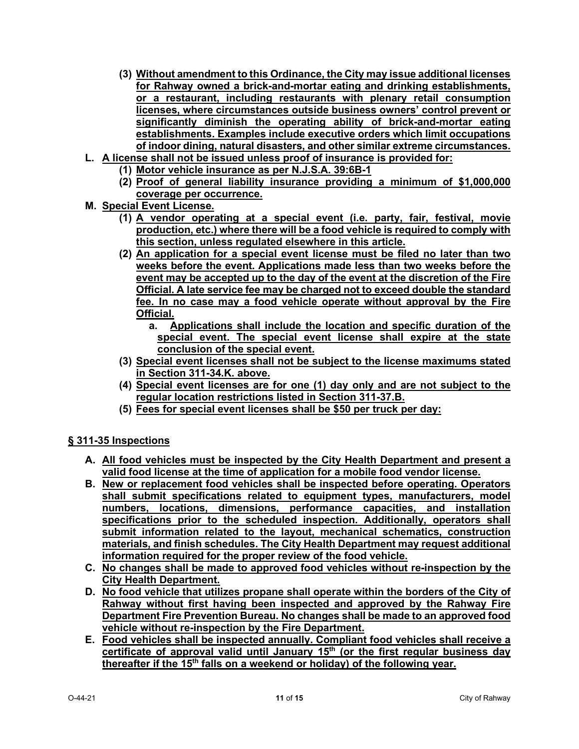(3) Without amendment to this Ordinance, the City may issue additional licenses for Rahway owned a brick-and-mortar eating and drinking establishments, or a restaurant, including restaurants with plenary retail consumption licenses, where circumstances outside business owners' control prevent or significantly diminish the operating ability of brick-and-mortar eating establishments. Examples include executive orders which limit occupations of indoor dining, natural disasters, and other similar extreme circumstances.

L. A license shall not be issued unless proof of insurance is provided for:

(1) Motor vehicle insurance as per N.J.S.A. 39:6B-1

(2) Proof of general liability insurance providing a minimum of $1,000,000 coverage per occurrence.

M. Special Event License.

(1) A vendor operating at a special event (i.e. party, fair, festival, movie production, etc.) where there will be a food vehicle is required to comply with this section, unless regulated elsewhere in this article.

(2) An application for a special event license must be filed no later than two weeks before the event. Applications made less than two weeks before the event may be accepted up to the day of the event at the discretion of the Fire Official. A late service fee may be charged not to exceed double the standard fee. In no case may a food vehicle operate without approval by the Fire Official.

a. Applications shall include the location and specific duration of the special event. The special event license shall expire at the state conclusion of the special event.

(3) Special event licenses shall not be subject to the license maximums stated in Section 311-34.K. above.

(4) Special event licenses are for one (1) day only and are not subject to the regular location restrictions listed in Section 311-37.B.

(5) Fees for special event licenses shall be $50 per truck per day:

## § 311-35 Inspections

A. All food vehicles must be inspected by the City Health Department and present a valid food license at the time of application for a mobile food vendor license.

B. New or replacement food vehicles shall be inspected before operating. Operators shall submit specifications related to equipment types, manufacturers, model numbers, locations, dimensions, performance capacities, and installation specifications prior to the scheduled inspection. Additionally, operators shall submit information related to the layout, mechanical schematics, construction materials, and finish schedules. The City Health Department may request additional information required for the proper review of the food vehicle.

C. No changes shall be made to approved food vehicles without re-inspection by the City Health Department.

D. No food vehicle that utilizes propane shall operate within the borders of the City of Rahway without first having been inspected and approved by the Rahway Fire Department Fire Prevention Bureau. No changes shall be made to an approved food vehicle without re-inspection by the Fire Department.

E. Food vehicles shall be inspected annually. Compliant food vehicles shall receive a certificate of approval valid until January 15th (or the first regular business day thereafter if the 15th falls on a weekend or holiday) of the following year.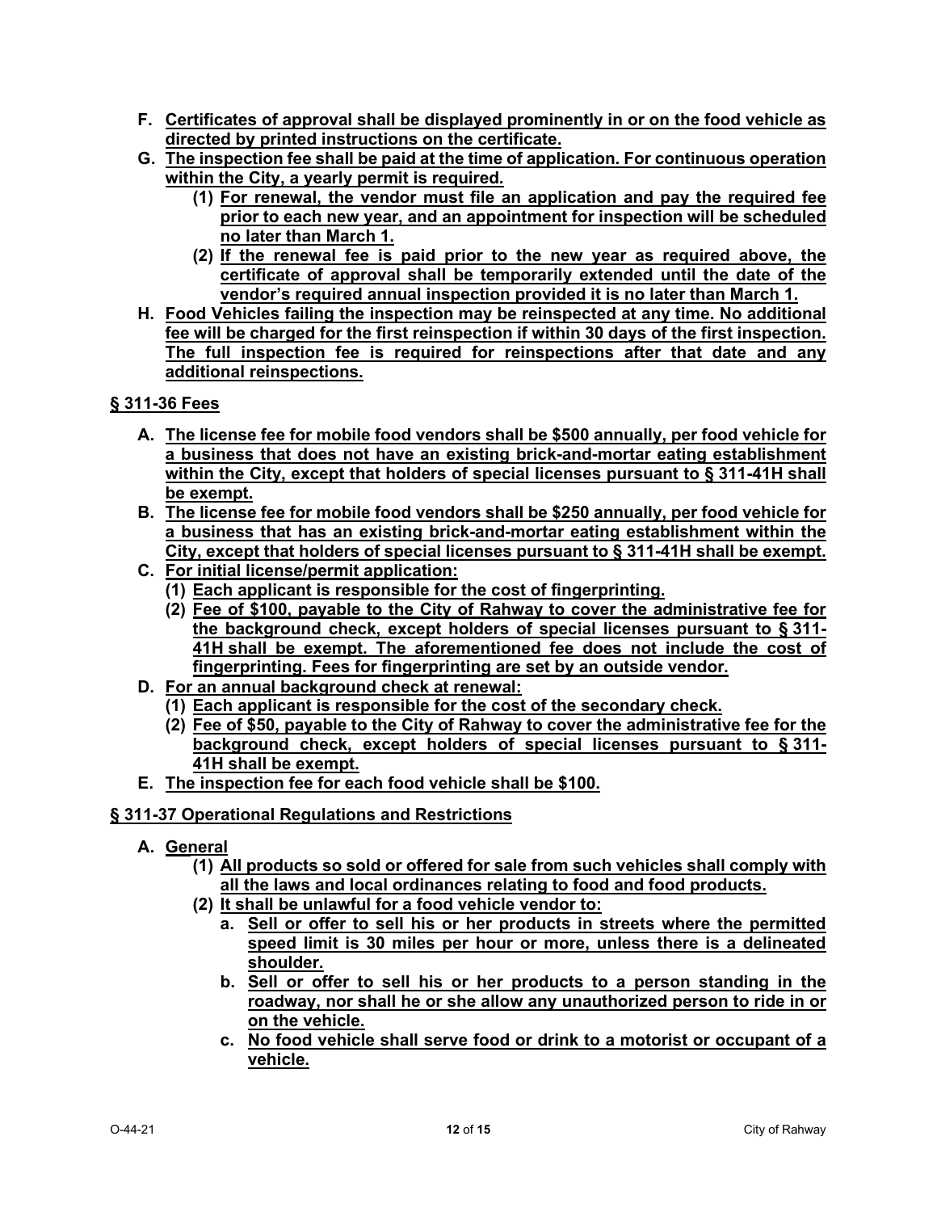**F. Certificates of approval shall be displayed prominently in or on the food vehicle as directed by printed instructions on the certificate.**

**G. The inspection fee shall be paid at the time of application. For continuous operation within the City, a yearly permit is required.**

- **(1) For renewal, the vendor must file an application and pay the required fee prior to each new year, and an appointment for inspection will be scheduled no later than March 1.**
- **(2) If the renewal fee is paid prior to the new year as required above, the certificate of approval shall be temporarily extended until the date of the vendor's required annual inspection provided it is no later than March 1.**

**H. Food Vehicles failing the inspection may be reinspected at any time. No additional fee will be charged for the first reinspection if within 30 days of the first inspection. The full inspection fee is required for reinspections after that date and any additional reinspections.**

## § 311-36 Fees

**A. The license fee for mobile food vendors shall be $500 annually, per food vehicle for a business that does not have an existing brick-and-mortar eating establishment within the City, except that holders of special licenses pursuant to § 311-41H shall be exempt.**

**B. The license fee for mobile food vendors shall be $250 annually, per food vehicle for a business that has an existing brick-and-mortar eating establishment within the City, except that holders of special licenses pursuant to § 311-41H shall be exempt.**

**C. For initial license/permit application:**

- **(1) Each applicant is responsible for the cost of fingerprinting.**
- **(2) Fee of $100, payable to the City of Rahway to cover the administrative fee for the background check, except holders of special licenses pursuant to § 311-41H shall be exempt. The aforementioned fee does not include the cost of fingerprinting. Fees for fingerprinting are set by an outside vendor.**

**D. For an annual background check at renewal:**

- **(1) Each applicant is responsible for the cost of the secondary check.**
- **(2) Fee of $50, payable to the City of Rahway to cover the administrative fee for the background check, except holders of special licenses pursuant to § 311-41H shall be exempt.**

**E. The inspection fee for each food vehicle shall be $100.**

## § 311-37 Operational Regulations and Restrictions

**A. General**

- **(1) All products so sold or offered for sale from such vehicles shall comply with all the laws and local ordinances relating to food and food products.**
- **(2) It shall be unlawful for a food vehicle vendor to:**
  - **a. Sell or offer to sell his or her products in streets where the permitted speed limit is 30 miles per hour or more, unless there is a delineated shoulder.**
  - **b. Sell or offer to sell his or her products to a person standing in the roadway, nor shall he or she allow any unauthorized person to ride in or on the vehicle.**
  - **c. No food vehicle shall serve food or drink to a motorist or occupant of a vehicle.**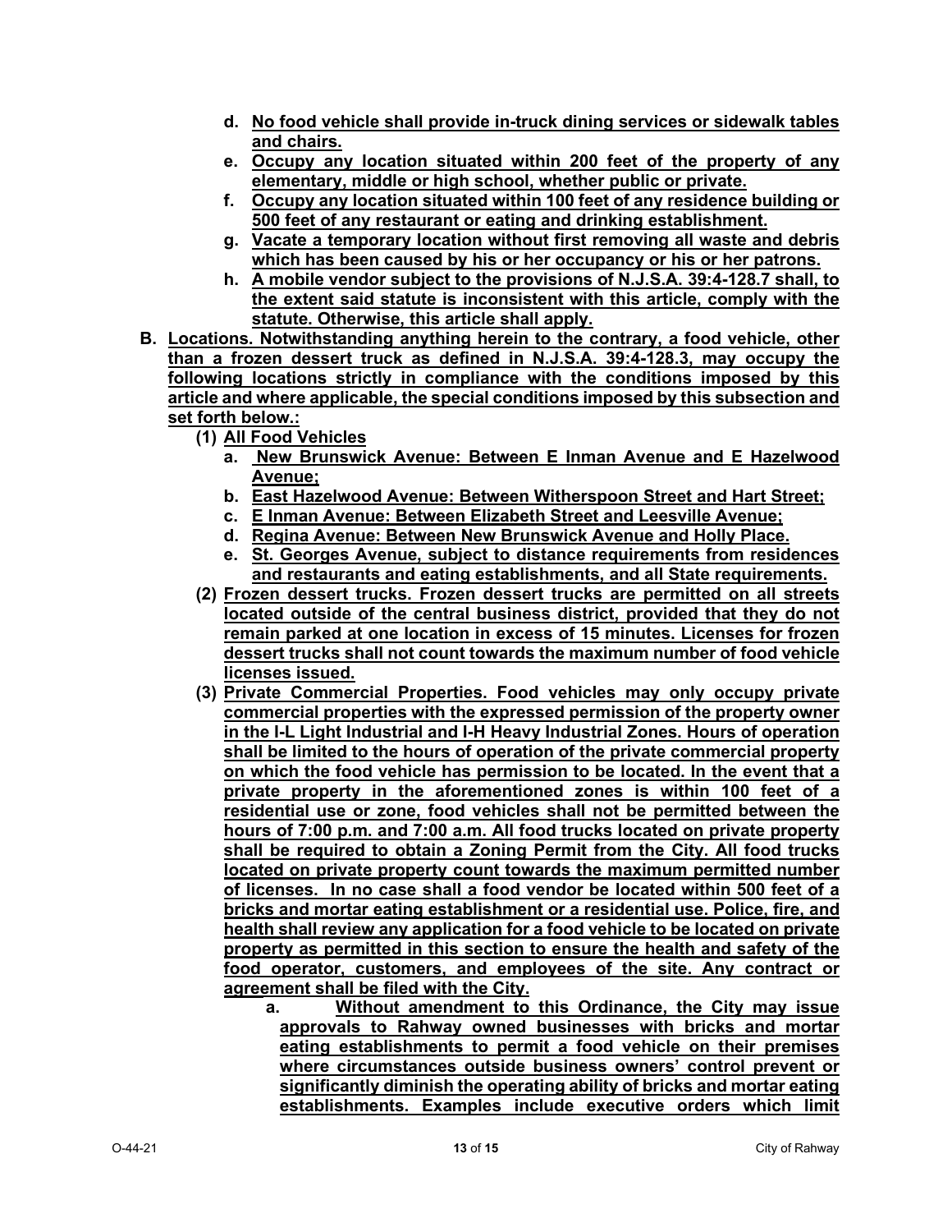- d. No food vehicle shall provide in-truck dining services or sidewalk tables and chairs.
- e. Occupy any location situated within 200 feet of the property of any elementary, middle or high school, whether public or private.
- f. Occupy any location situated within 100 feet of any residence building or 500 feet of any restaurant or eating and drinking establishment.
- g. Vacate a temporary location without first removing all waste and debris which has been caused by his or her occupancy or his or her patrons.
- h. A mobile vendor subject to the provisions of N.J.S.A. 39:4-128.7 shall, to the extent said statute is inconsistent with this article, comply with the statute. Otherwise, this article shall apply.

**B. Locations. Notwithstanding anything herein to the contrary, a food vehicle, other than a frozen dessert truck as defined in N.J.S.A. 39:4-128.3, may occupy the following locations strictly in compliance with the conditions imposed by this article and where applicable, the special conditions imposed by this subsection and set forth below.:**

- (1) All Food Vehicles
  - a. New Brunswick Avenue: Between E Inman Avenue and E Hazelwood Avenue;
  - b. East Hazelwood Avenue: Between Witherspoon Street and Hart Street;
  - c. E Inman Avenue: Between Elizabeth Street and Leesville Avenue;
  - d. Regina Avenue: Between New Brunswick Avenue and Holly Place.
  - e. St. Georges Avenue, subject to distance requirements from residences and restaurants and eating establishments, and all State requirements.
- (2) Frozen dessert trucks. Frozen dessert trucks are permitted on all streets located outside of the central business district, provided that they do not remain parked at one location in excess of 15 minutes. Licenses for frozen dessert trucks shall not count towards the maximum number of food vehicle licenses issued.
- (3) Private Commercial Properties. Food vehicles may only occupy private commercial properties with the expressed permission of the property owner in the I-L Light Industrial and I-H Heavy Industrial Zones. Hours of operation shall be limited to the hours of operation of the private commercial property on which the food vehicle has permission to be located. In the event that a private property in the aforementioned zones is within 100 feet of a residential use or zone, food vehicles shall not be permitted between the hours of 7:00 p.m. and 7:00 a.m. All food trucks located on private property shall be required to obtain a Zoning Permit from the City. All food trucks located on private property count towards the maximum permitted number of licenses. In no case shall a food vendor be located within 500 feet of a bricks and mortar eating establishment or a residential use. Police, fire, and health shall review any application for a food vehicle to be located on private property as permitted in this section to ensure the health and safety of the food operator, customers, and employees of the site. Any contract or agreement shall be filed with the City.
  - a. Without amendment to this Ordinance, the City may issue approvals to Rahway owned businesses with bricks and mortar eating establishments to permit a food vehicle on their premises where circumstances outside business owners' control prevent or significantly diminish the operating ability of bricks and mortar eating establishments. Examples include executive orders which limit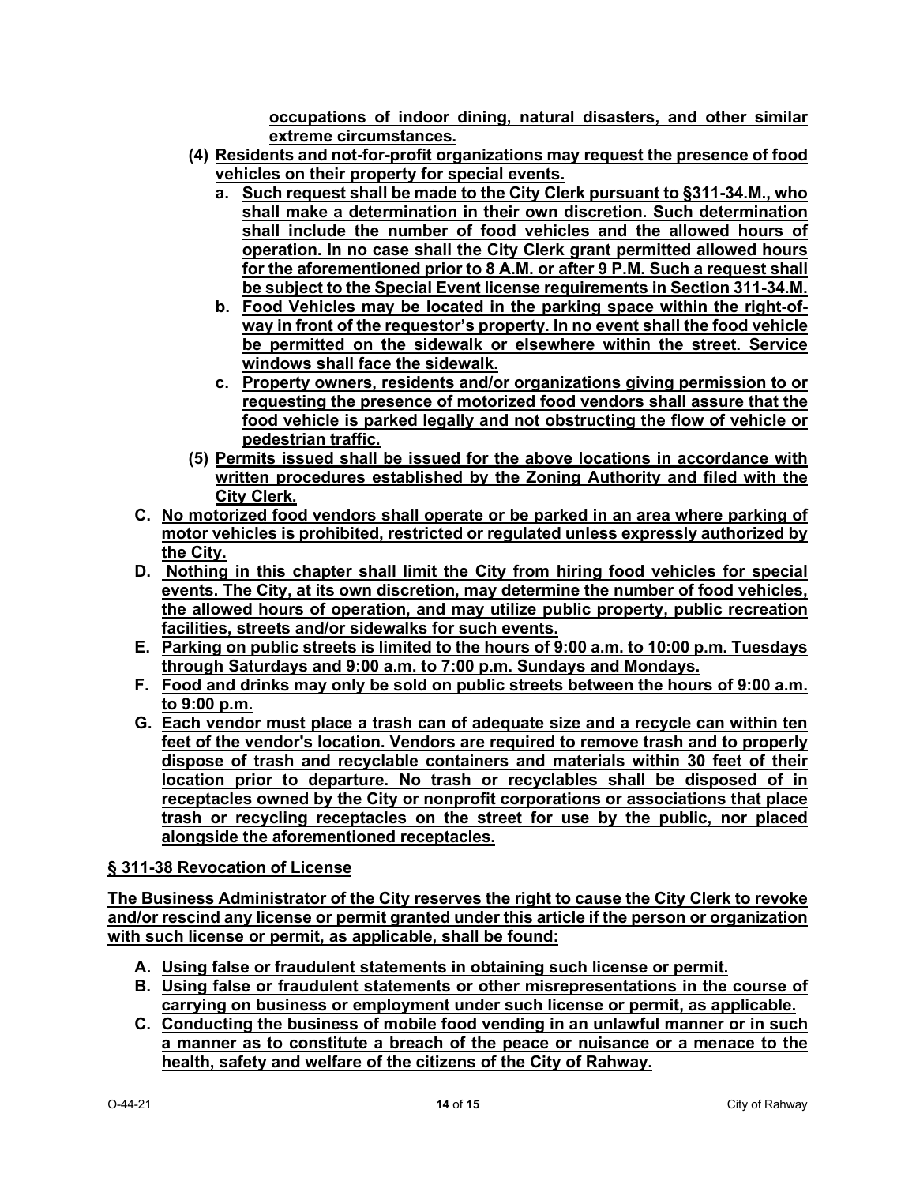**occupations of indoor dining, natural disasters, and other similar extreme circumstances.**

**(4) Residents and not-for-profit organizations may request the presence of food vehicles on their property for special events.**

   **a. Such request shall be made to the City Clerk pursuant to §311-34.M., who shall make a determination in their own discretion. Such determination shall include the number of food vehicles and the allowed hours of operation. In no case shall the City Clerk grant permitted allowed hours for the aforementioned prior to 8 A.M. or after 9 P.M. Such a request shall be subject to the Special Event license requirements in Section 311-34.M.**

   **b. Food Vehicles may be located in the parking space within the right-of-way in front of the requestor's property. In no event shall the food vehicle be permitted on the sidewalk or elsewhere within the street. Service windows shall face the sidewalk.**

   **c. Property owners, residents and/or organizations giving permission to or requesting the presence of motorized food vendors shall assure that the food vehicle is parked legally and not obstructing the flow of vehicle or pedestrian traffic.**

**(5) Permits issued shall be issued for the above locations in accordance with written procedures established by the Zoning Authority and filed with the City Clerk.**

**C. No motorized food vendors shall operate or be parked in an area where parking of motor vehicles is prohibited, restricted or regulated unless expressly authorized by the City.**

**D. Nothing in this chapter shall limit the City from hiring food vehicles for special events. The City, at its own discretion, may determine the number of food vehicles, the allowed hours of operation, and may utilize public property, public recreation facilities, streets and/or sidewalks for such events.**

**E. Parking on public streets is limited to the hours of 9:00 a.m. to 10:00 p.m. Tuesdays through Saturdays and 9:00 a.m. to 7:00 p.m. Sundays and Mondays.**

**F. Food and drinks may only be sold on public streets between the hours of 9:00 a.m. to 9:00 p.m.**

**G. Each vendor must place a trash can of adequate size and a recycle can within ten feet of the vendor's location. Vendors are required to remove trash and to properly dispose of trash and recyclable containers and materials within 30 feet of their location prior to departure. No trash or recyclables shall be disposed of in receptacles owned by the City or nonprofit corporations or associations that place trash or recycling receptacles on the street for use by the public, nor placed alongside the aforementioned receptacles.**

## § 311-38 Revocation of License

**The Business Administrator of the City reserves the right to cause the City Clerk to revoke and/or rescind any license or permit granted under this article if the person or organization with such license or permit, as applicable, shall be found:**

**A. Using false or fraudulent statements in obtaining such license or permit.**

**B. Using false or fraudulent statements or other misrepresentations in the course of carrying on business or employment under such license or permit, as applicable.**

**C. Conducting the business of mobile food vending in an unlawful manner or in such a manner as to constitute a breach of the peace or nuisance or a menace to the health, safety and welfare of the citizens of the City of Rahway.**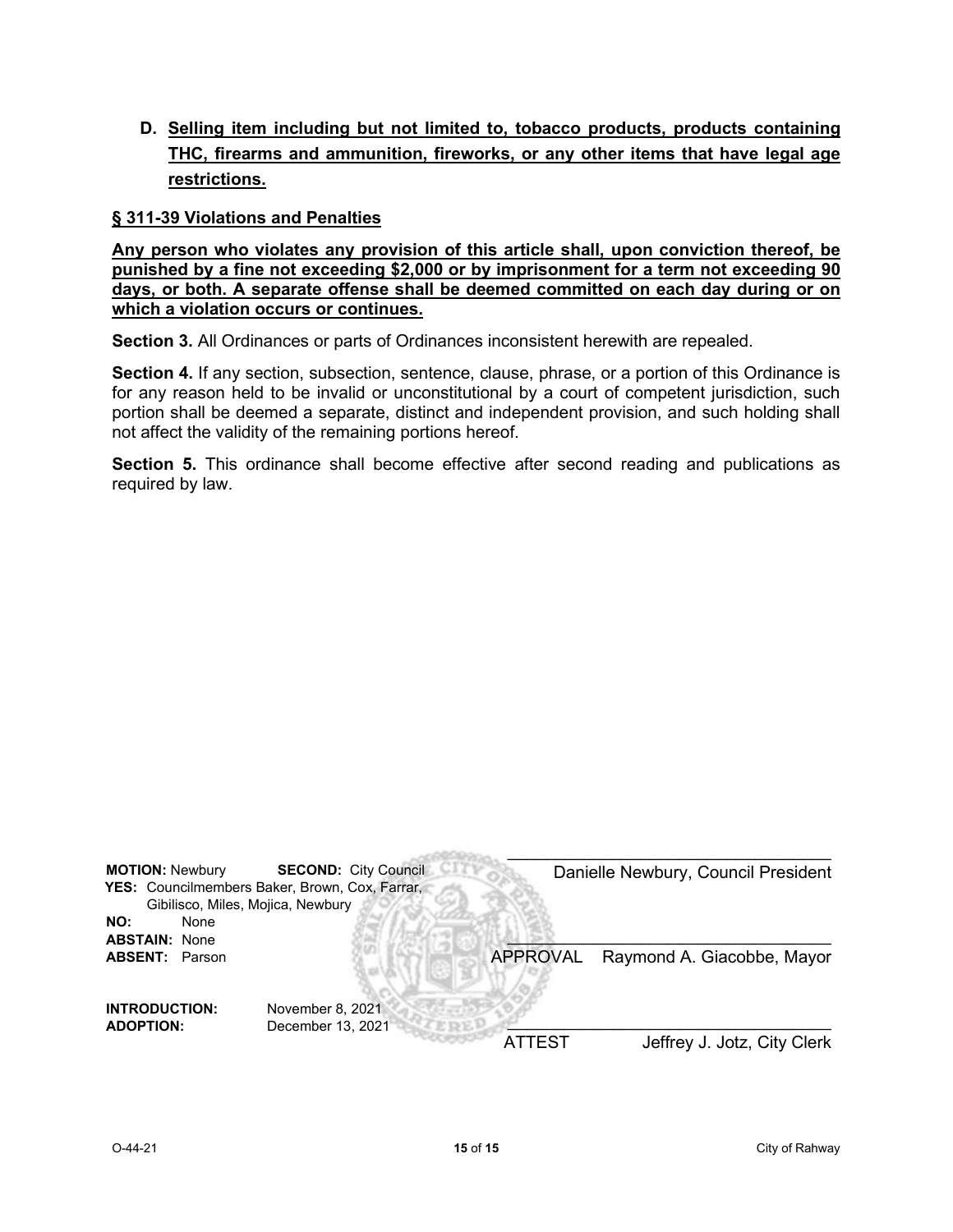**D. Selling item including but not limited to, tobacco products, products containing THC, firearms and ammunition, fireworks, or any other items that have legal age restrictions.**

**§ 311-39 Violations and Penalties**

**Any person who violates any provision of this article shall, upon conviction thereof, be punished by a fine not exceeding $2,000 or by imprisonment for a term not exceeding 90 days, or both. A separate offense shall be deemed committed on each day during or on which a violation occurs or continues.**

**Section 3.** All Ordinances or parts of Ordinances inconsistent herewith are repealed.

**Section 4.** If any section, subsection, sentence, clause, phrase, or a portion of this Ordinance is for any reason held to be invalid or unconstitutional by a court of competent jurisdiction, such portion shall be deemed a separate, distinct and independent provision, and such holding shall not affect the validity of the remaining portions hereof.

**Section 5.** This ordinance shall become effective after second reading and publications as required by law.

**MOTION:** Newbury **SECOND:** City Council
**YES:** Councilmembers Baker, Brown, Cox, Farrar, Gibilisco, Miles, Mojica, Newbury
**NO:** None
**ABSTAIN:** None
**ABSENT:** Parson

**INTRODUCTION:** November 8, 2021
**ADOPTION:** December 13, 2021

\_\_\_\_\_\_\_\_\_\_\_\_\_\_\_\_\_\_\_\_\_\_\_\_\_\_\_\_\_\_\_\_
Danielle Newbury, Council President

\_\_\_\_\_\_\_\_\_\_\_\_\_\_\_\_\_\_\_\_\_\_\_\_\_\_\_\_\_\_\_\_
APPROVAL Raymond A. Giacobbe, Mayor

\_\_\_\_\_\_\_\_\_\_\_\_\_\_\_\_\_\_\_\_\_\_\_\_\_\_\_\_\_\_\_\_
ATTEST Jeffrey J. Jotz, City Clerk